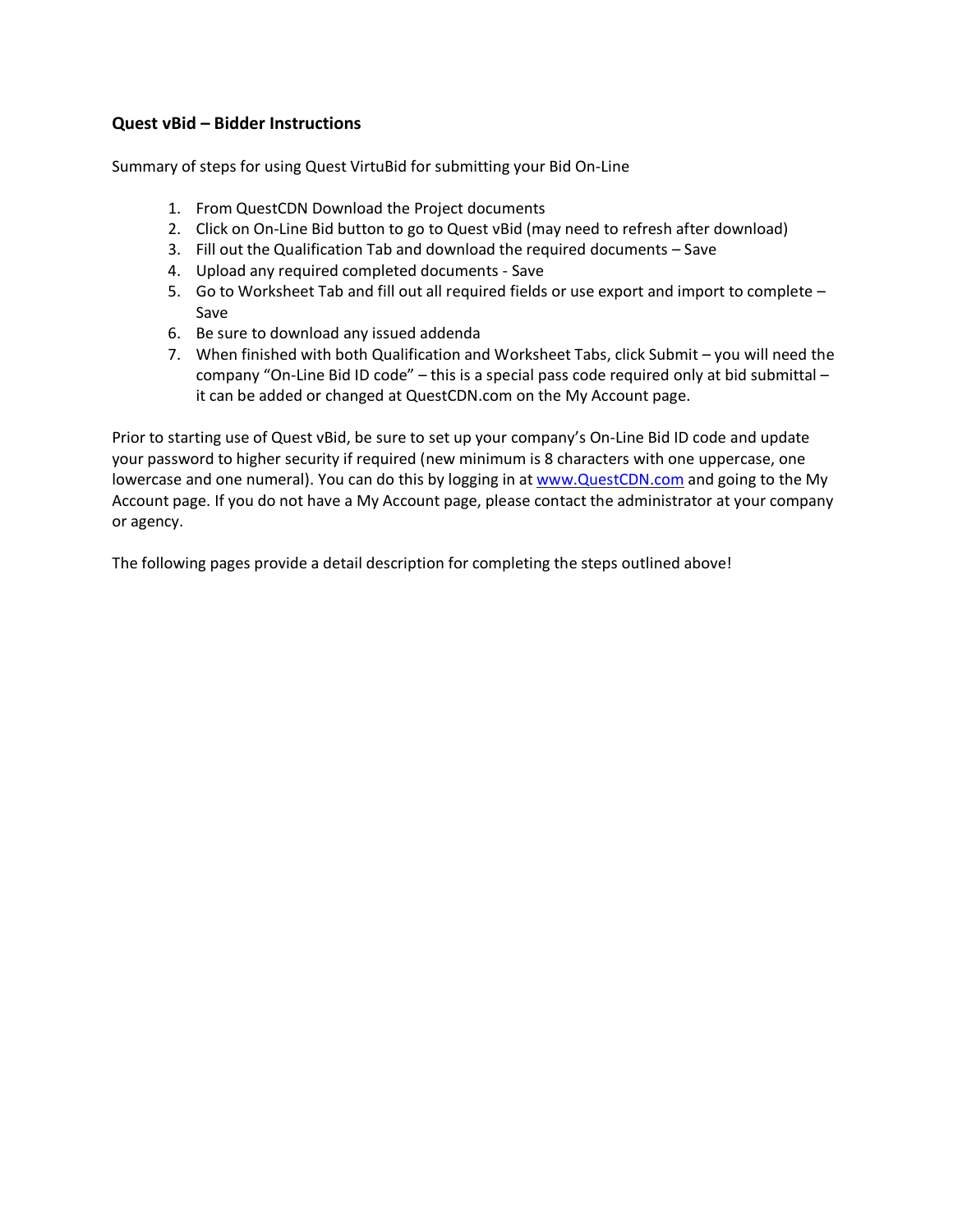### Quest vBid – Bidder Instructions

Summary of steps for using Quest VirtuBid for submitting your Bid On-Line

1. From QuestCDN Download the Project documents
2. Click on On-Line Bid button to go to Quest vBid (may need to refresh after download)
3. Fill out the Qualification Tab and download the required documents – Save
4. Upload any required completed documents - Save
5. Go to Worksheet Tab and fill out all required fields or use export and import to complete – Save
6. Be sure to download any issued addenda
7. When finished with both Qualification and Worksheet Tabs, click Submit – you will need the company "On-Line Bid ID code" – this is a special pass code required only at bid submittal – it can be added or changed at QuestCDN.com on the My Account page.

Prior to starting use of Quest vBid, be sure to set up your company's On-Line Bid ID code and update your password to higher security if required (new minimum is 8 characters with one uppercase, one lowercase and one numeral). You can do this by logging in at [www.QuestCDN.com](http://www.QuestCDN.com) and going to the My Account page. If you do not have a My Account page, please contact the administrator at your company or agency.

The following pages provide a detail description for completing the steps outlined above!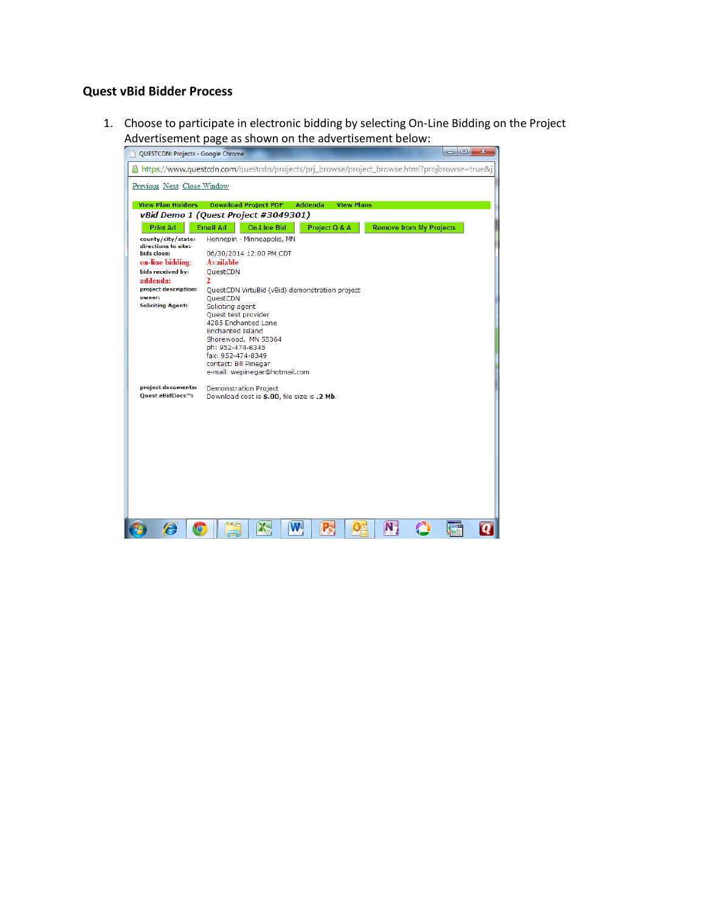## Quest vBid Bidder Process

1. Choose to participate in electronic bidding by selecting On-Line Bidding on the Project Advertisement page as shown on the advertisement below: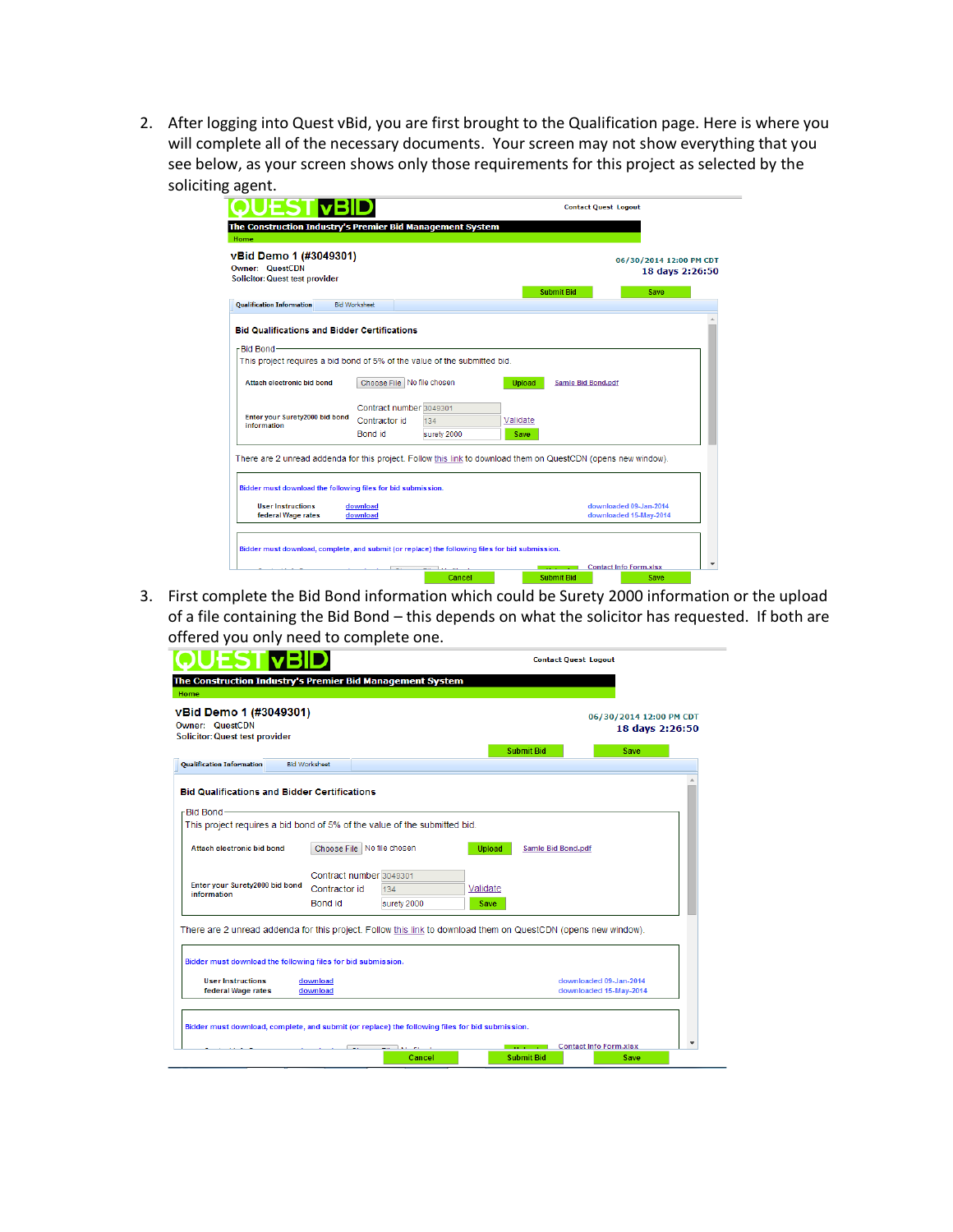2. After logging into Quest vBid, you are first brought to the Qualification page. Here is where you will complete all of the necessary documents. Your screen may not show everything that you see below, as your screen shows only those requirements for this project as selected by the soliciting agent.

3. First complete the Bid Bond information which could be Surety 2000 information or the upload of a file containing the Bid Bond – this depends on what the solicitor has requested. If both are offered you only need to complete one.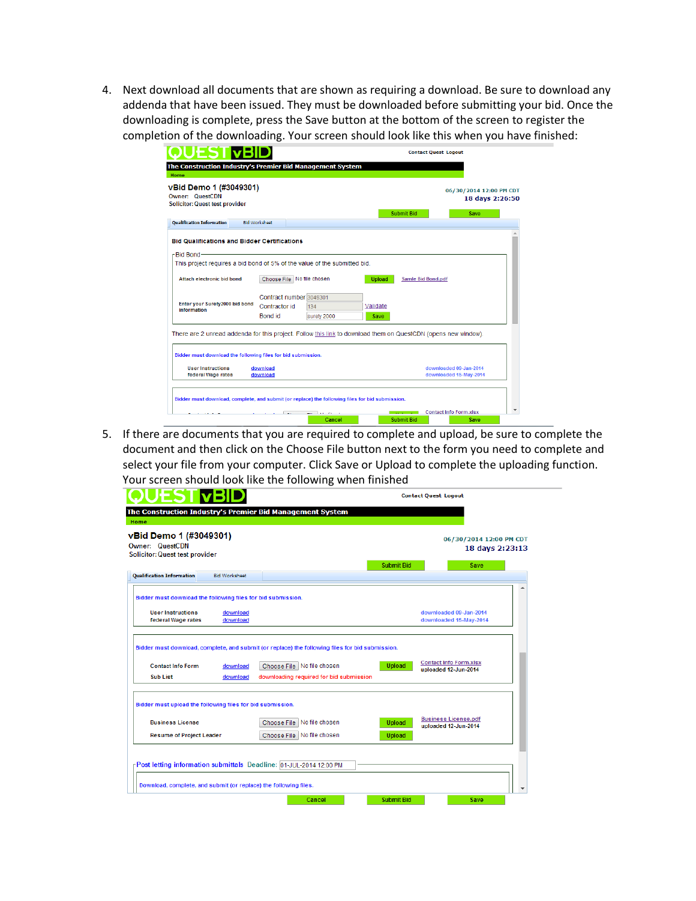4. Next download all documents that are shown as requiring a download. Be sure to download any addenda that have been issued. They must be downloaded before submitting your bid. Once the downloading is complete, press the Save button at the bottom of the screen to register the completion of the downloading. Your screen should look like this when you have finished:

5. If there are documents that you are required to complete and upload, be sure to complete the document and then click on the Choose File button next to the form you need to complete and select your file from your computer. Click Save or Upload to complete the uploading function. Your screen should look like the following when finished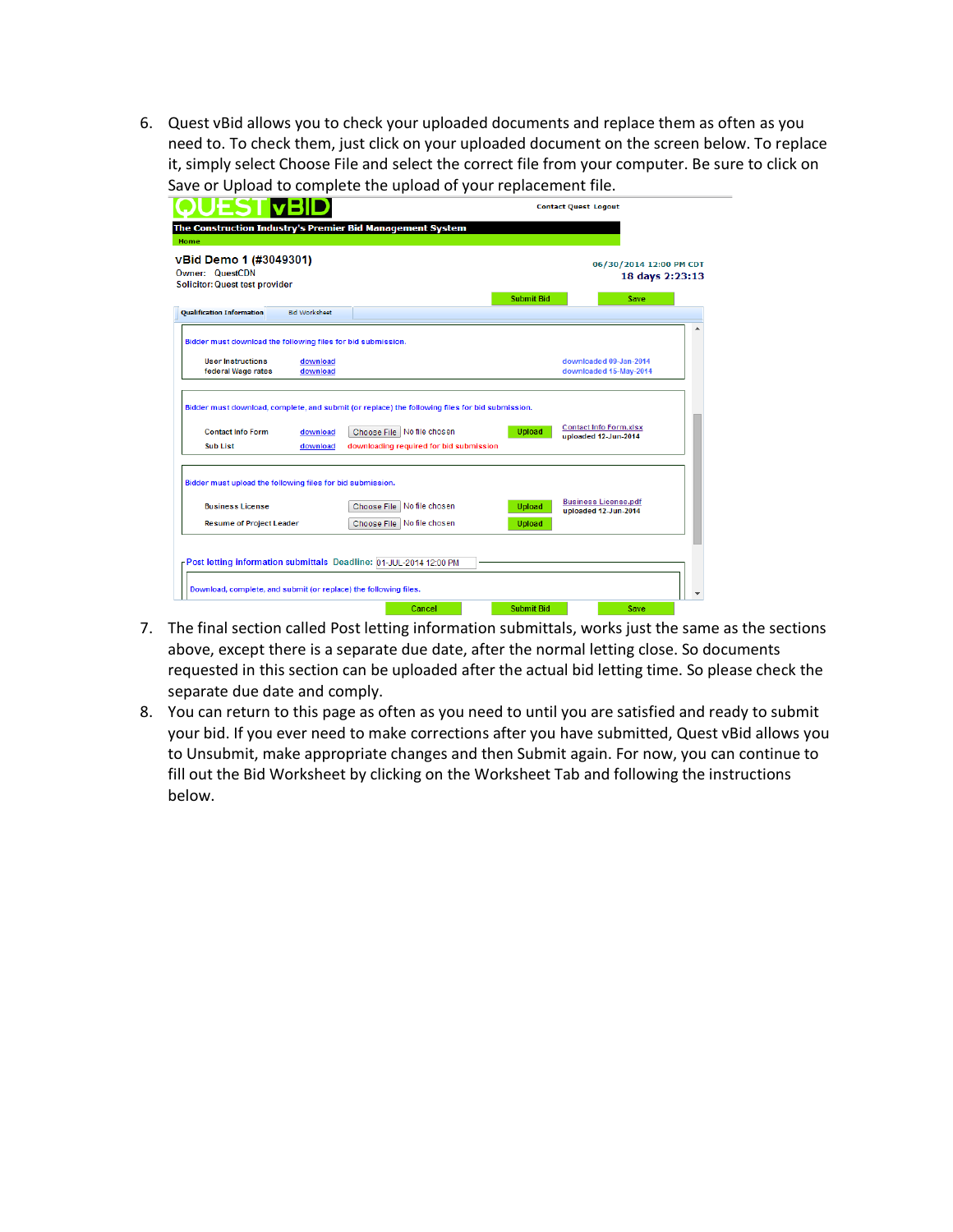6. Quest vBid allows you to check your uploaded documents and replace them as often as you need to. To check them, just click on your uploaded document on the screen below. To replace it, simply select Choose File and select the correct file from your computer. Be sure to click on Save or Upload to complete the upload of your replacement file.

7. The final section called Post letting information submittals, works just the same as the sections above, except there is a separate due date, after the normal letting close. So documents requested in this section can be uploaded after the actual bid letting time. So please check the separate due date and comply.

8. You can return to this page as often as you need to until you are satisfied and ready to submit your bid. If you ever need to make corrections after you have submitted, Quest vBid allows you to Unsubmit, make appropriate changes and then Submit again. For now, you can continue to fill out the Bid Worksheet by clicking on the Worksheet Tab and following the instructions below.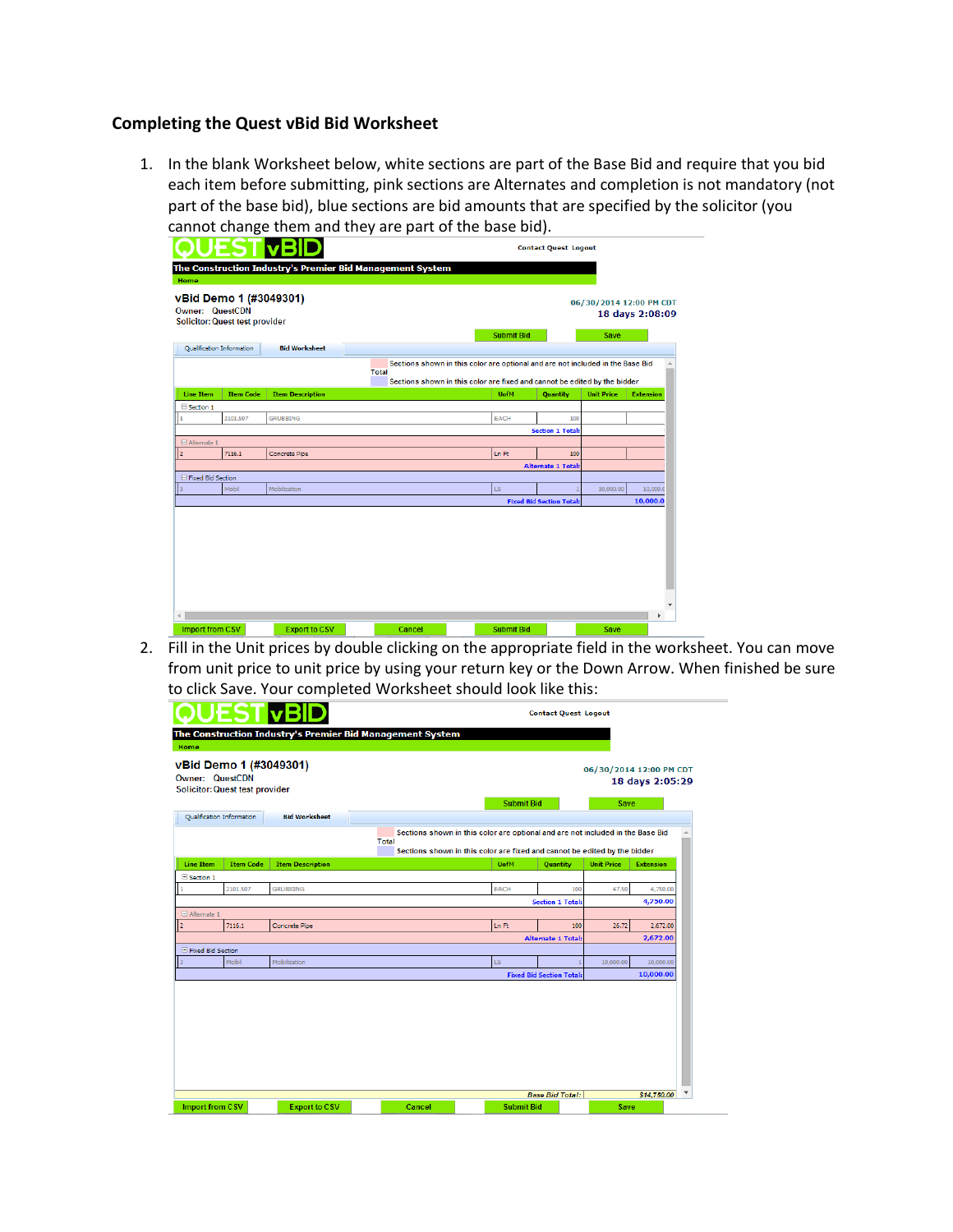## Completing the Quest vBid Bid Worksheet

1. In the blank Worksheet below, white sections are part of the Base Bid and require that you bid each item before submitting, pink sections are Alternates and completion is not mandatory (not part of the base bid), blue sections are bid amounts that are specified by the solicitor (you cannot change them and they are part of the base bid).

   QUEST vBID — Contact Quest Logout

   The Construction Industry's Premier Bid Management System

   Home

   **vBid Demo 1 (#3049301)**
   Owner: QuestCDN
   Solicitor: Quest test provider

   06/30/2014 12:00 PM CDT
   18 days 2:08:09

   Submit Bid | Save

   Qualification Information | Bid Worksheet

   Sections shown in this color are optional and are not included in the Base Bid Total
   Sections shown in this color are fixed and cannot be edited by the bidder

   | Line Item | Item Code | Item Description | UofM | Quantity | Unit Price | Extension |
   |---|---|---|---|---|---|---|
   | Section 1 | | | | | | |
   | 1 | 2101.507 | GRUBBING | EACH | 100 | | |
   | | | | | Section 1 Total: | | |
   | Alternate 1 | | | | | | |
   | 2 | 7116.1 | Concrete Pipe | Ln Ft | 100 | | |
   | | | | | Alternate 1 Total: | | |
   | Fixed Bid Section | | | | | | |
   | 3 | Mobil | Mobilization | LS | 1 | 10,000.00 | 10,000.0 |
   | | | | | Fixed Bid Section Total: | | 10,000.0 |

   Import from CSV | Export to CSV | Cancel | Submit Bid | Save

2. Fill in the Unit prices by double clicking on the appropriate field in the worksheet. You can move from unit price to unit price by using your return key or the Down Arrow. When finished be sure to click Save. Your completed Worksheet should look like this:

   QUEST vBID — Contact Quest Logout

   The Construction Industry's Premier Bid Management System

   Home

   **vBid Demo 1 (#3049301)**
   Owner: QuestCDN
   Solicitor: Quest test provider

   06/30/2014 12:00 PM CDT
   18 days 2:05:29

   Submit Bid | Save

   Qualification Information | Bid Worksheet

   Sections shown in this color are optional and are not included in the Base Bid Total
   Sections shown in this color are fixed and cannot be edited by the bidder

   | Line Item | Item Code | Item Description | UofM | Quantity | Unit Price | Extension |
   |---|---|---|---|---|---|---|
   | Section 1 | | | | | | |
   | 1 | 2101.507 | GRUBBING | EACH | 100 | 47.50 | 4,750.00 |
   | | | | | Section 1 Total: | | 4,750.00 |
   | Alternate 1 | | | | | | |
   | 2 | 7116.1 | Concrete Pipe | Ln Ft | 100 | 26.72 | 2,672.00 |
   | | | | | Alternate 1 Total: | | 2,672.00 |
   | Fixed Bid Section | | | | | | |
   | 3 | Mobil | Mobilization | LS | 1 | 10,000.00 | 10,000.00 |
   | | | | | Fixed Bid Section Total: | | 10,000.00 |
   | | | | | Base Bid Total: | | $14,750.00 |

   Import from CSV | Export to CSV | Cancel | Submit Bid | Save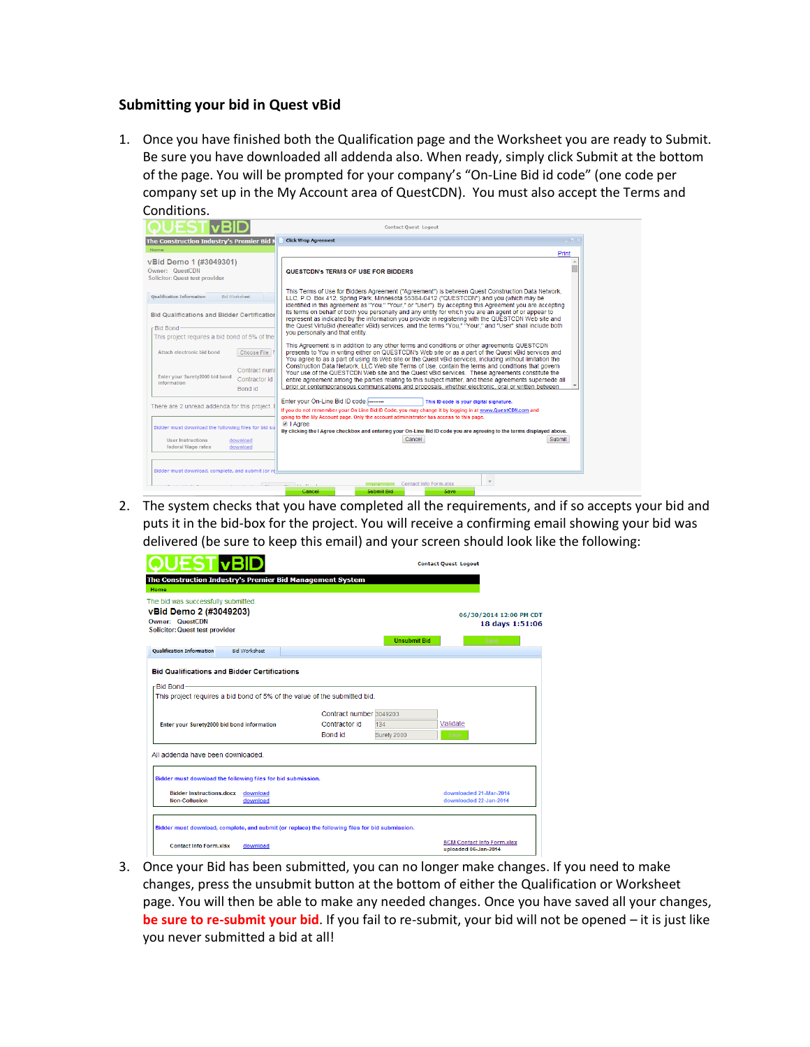## Submitting your bid in Quest vBid

1. Once you have finished both the Qualification page and the Worksheet you are ready to Submit. Be sure you have downloaded all addenda also. When ready, simply click Submit at the bottom of the page. You will be prompted for your company's "On-Line Bid id code" (one code per company set up in the My Account area of QuestCDN). You must also accept the Terms and Conditions.

2. The system checks that you have completed all the requirements, and if so accepts your bid and puts it in the bid-box for the project. You will receive a confirming email showing your bid was delivered (be sure to keep this email) and your screen should look like the following:

3. Once your Bid has been submitted, you can no longer make changes. If you need to make changes, press the unsubmit button at the bottom of either the Qualification or Worksheet page. You will then be able to make any needed changes. Once you have saved all your changes, **be sure to re-submit your bid**. If you fail to re-submit, your bid will not be opened – it is just like you never submitted a bid at all!